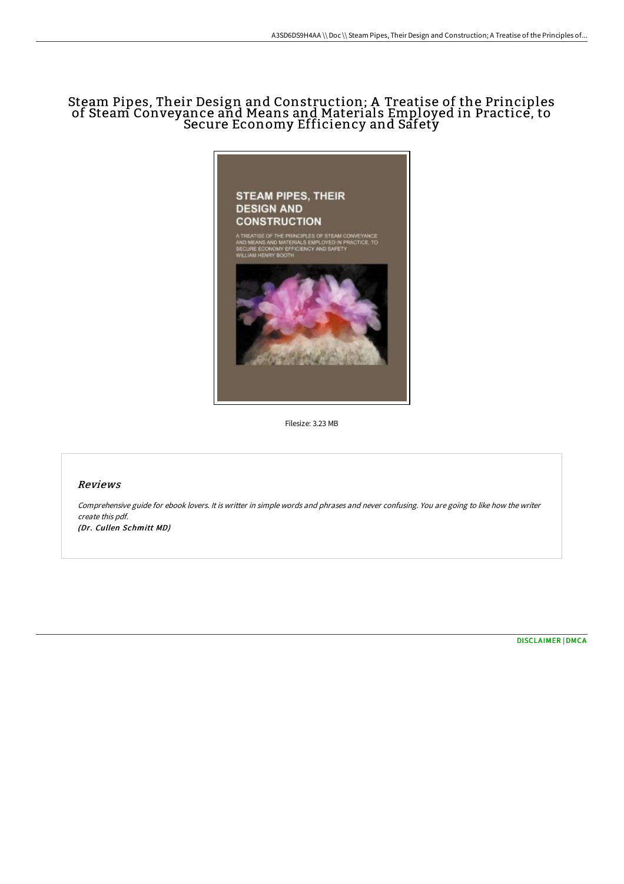# Steam Pipes, Their Design and Construction; A Treatise of the Principles of Steam Conveyance and Means and Materials Employed in Practice, to Secure Economy Efficiency and Safety

Filesize: 3.23 MB

## Reviews

*Comprehensive guide for ebook lovers. It is writter in simple words and phrases and never confusing. You are going to like how the writer create this pdf.*

***(Dr. Cullen Schmitt MD)***

[DISCLAIMER](#) | [DMCA](#)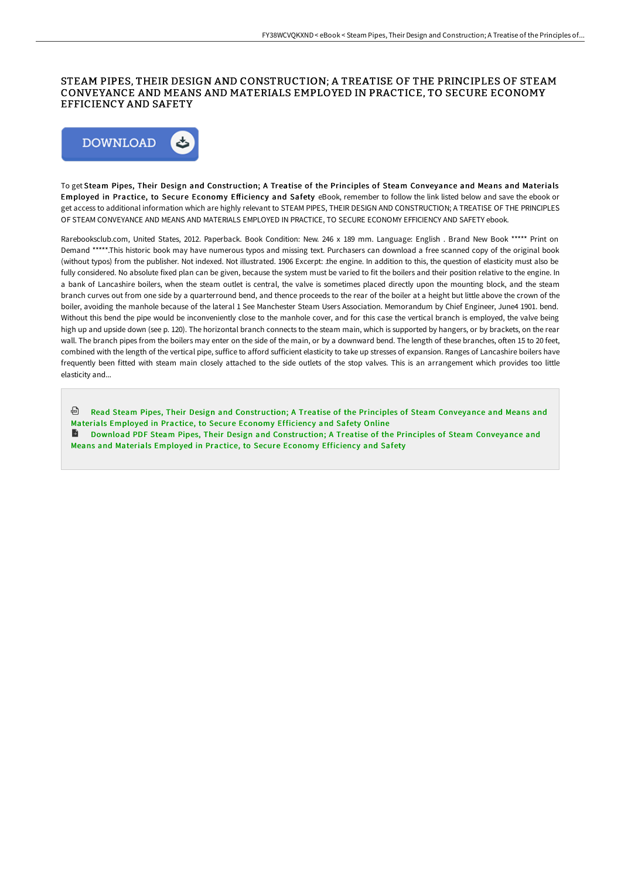# STEAM PIPES, THEIR DESIGN AND CONSTRUCTION; A TREATISE OF THE PRINCIPLES OF STEAM CONVEYANCE AND MEANS AND MATERIALS EMPLOYED IN PRACTICE, TO SECURE ECONOMY EFFICIENCY AND SAFETY

DOWNLOAD

To get **Steam Pipes, Their Design and Construction; A Treatise of the Principles of Steam Conveyance and Means and Materials Employed in Practice, to Secure Economy Efficiency and Safety** eBook, remember to follow the link listed below and save the ebook or get access to additional information which are highly relevant to STEAM PIPES, THEIR DESIGN AND CONSTRUCTION; A TREATISE OF THE PRINCIPLES OF STEAM CONVEYANCE AND MEANS AND MATERIALS EMPLOYED IN PRACTICE, TO SECURE ECONOMY EFFICIENCY AND SAFETY ebook.

Rarebooksclub.com, United States, 2012. Paperback. Book Condition: New. 246 x 189 mm. Language: English . Brand New Book ***** Print on Demand *****.This historic book may have numerous typos and missing text. Purchasers can download a free scanned copy of the original book (without typos) from the publisher. Not indexed. Not illustrated. 1906 Excerpt: .the engine. In addition to this, the question of elasticity must also be fully considered. No absolute fixed plan can be given, because the system must be varied to fit the boilers and their position relative to the engine. In a bank of Lancashire boilers, when the steam outlet is central, the valve is sometimes placed directly upon the mounting block, and the steam branch curves out from one side by a quarterround bend, and thence proceeds to the rear of the boiler at a height but little above the crown of the boiler, avoiding the manhole because of the lateral 1 See Manchester Steam Users Association. Memorandum by Chief Engineer, June4 1901. bend. Without this bend the pipe would be inconveniently close to the manhole cover, and for this case the vertical branch is employed, the valve being high up and upside down (see p. 120). The horizontal branch connects to the steam main, which is supported by hangers, or by brackets, on the rear wall. The branch pipes from the boilers may enter on the side of the main, or by a downward bend. The length of these branches, often 15 to 20 feet, combined with the length of the vertical pipe, suffice to afford sufficient elasticity to take up stresses of expansion. Ranges of Lancashire boilers have frequently been fitted with steam main closely attached to the side outlets of the stop valves. This is an arrangement which provides too little elasticity and...

Read Steam Pipes, Their Design and Construction; A Treatise of the Principles of Steam Conveyance and Means and Materials Employed in Practice, to Secure Economy Efficiency and Safety Online

Download PDF Steam Pipes, Their Design and Construction; A Treatise of the Principles of Steam Conveyance and Means and Materials Employed in Practice, to Secure Economy Efficiency and Safety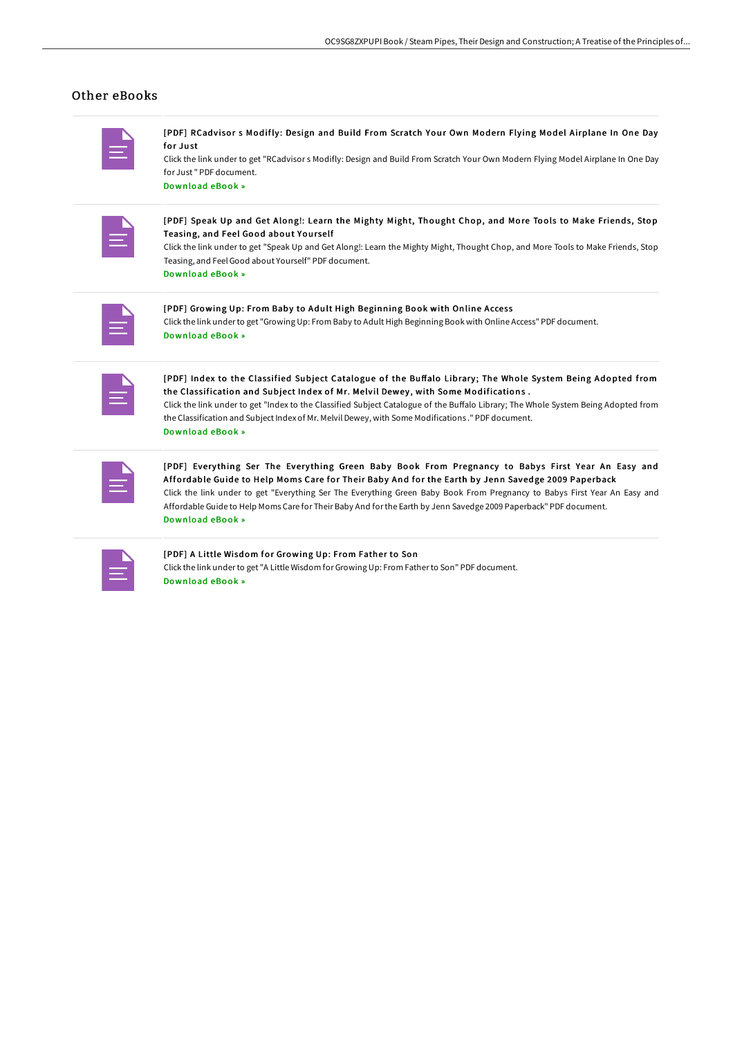## Other eBooks

[PDF] RCadvisor s Modifly: Design and Build From Scratch Your Own Modern Flying Model Airplane In One Day for Just

Click the link under to get "RCadvisor s Modifly: Design and Build From Scratch Your Own Modern Flying Model Airplane In One Day for Just " PDF document.

Download eBook »

[PDF] Speak Up and Get Along!: Learn the Mighty Might, Thought Chop, and More Tools to Make Friends, Stop Teasing, and Feel Good about Yourself

Click the link under to get "Speak Up and Get Along!: Learn the Mighty Might, Thought Chop, and More Tools to Make Friends, Stop Teasing, and Feel Good about Yourself" PDF document.

Download eBook »

[PDF] Growing Up: From Baby to Adult High Beginning Book with Online Access

Click the link under to get "Growing Up: From Baby to Adult High Beginning Book with Online Access" PDF document.

Download eBook »

[PDF] Index to the Classified Subject Catalogue of the Buffalo Library; The Whole System Being Adopted from the Classification and Subject Index of Mr. Melvil Dewey, with Some Modifications .

Click the link under to get "Index to the Classified Subject Catalogue of the Buffalo Library; The Whole System Being Adopted from the Classification and Subject Index of Mr. Melvil Dewey, with Some Modifications ." PDF document.

Download eBook »

[PDF] Everything Ser The Everything Green Baby Book From Pregnancy to Babys First Year An Easy and Affordable Guide to Help Moms Care for Their Baby And for the Earth by Jenn Savedge 2009 Paperback

Click the link under to get "Everything Ser The Everything Green Baby Book From Pregnancy to Babys First Year An Easy and Affordable Guide to Help Moms Care for Their Baby And for the Earth by Jenn Savedge 2009 Paperback" PDF document.

Download eBook »

[PDF] A Little Wisdom for Growing Up: From Father to Son

Click the link under to get "A Little Wisdom for Growing Up: From Father to Son" PDF document.

Download eBook »